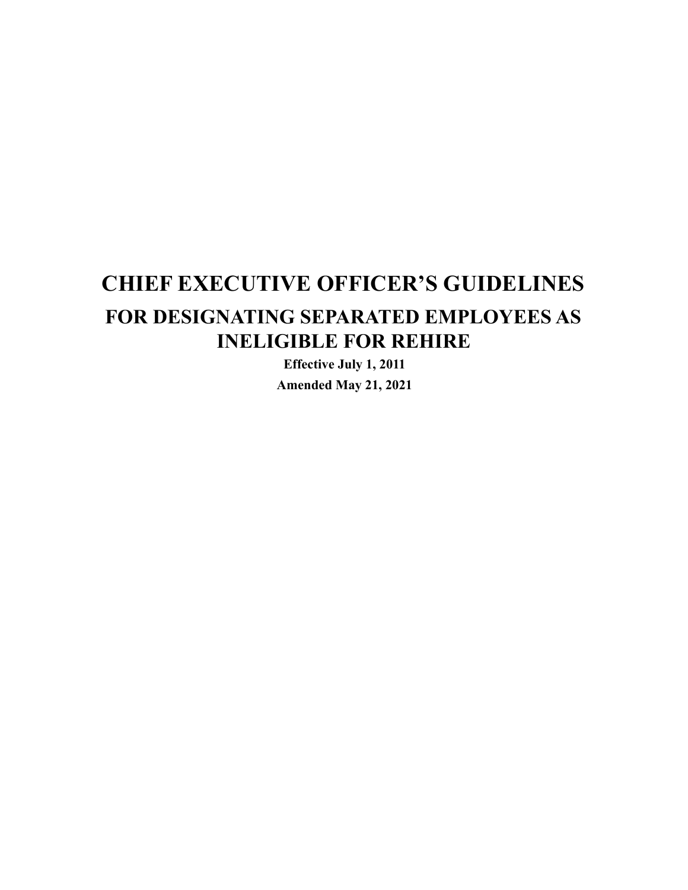# CHIEF EXECUTIVE OFFICER'S GUIDELINES

## FOR DESIGNATING SEPARATED EMPLOYEES AS INELIGIBLE FOR REHIRE

**Effective July 1, 2011**

**Amended May 21, 2021**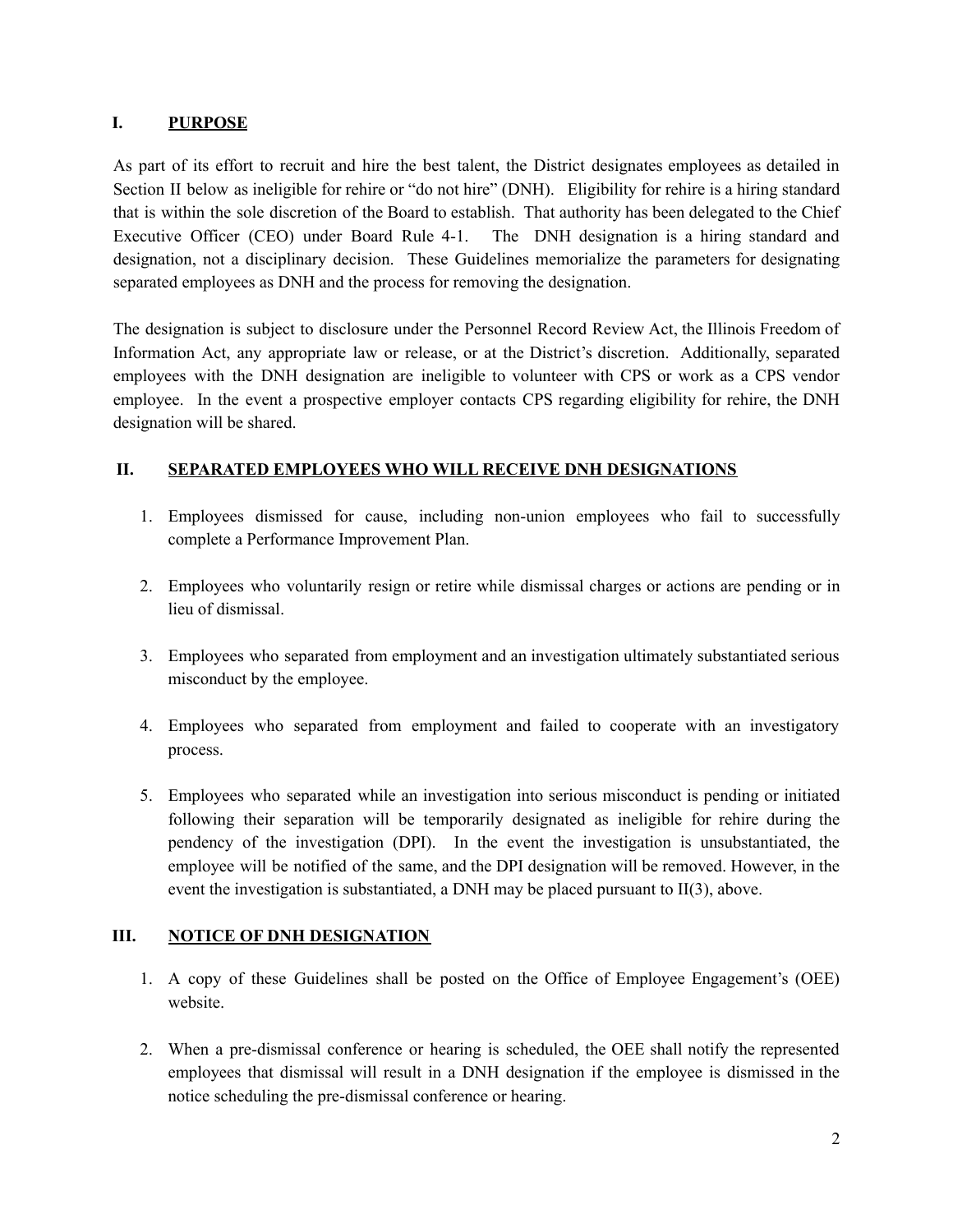## I. PURPOSE

As part of its effort to recruit and hire the best talent, the District designates employees as detailed in Section II below as ineligible for rehire or "do not hire" (DNH). Eligibility for rehire is a hiring standard that is within the sole discretion of the Board to establish. That authority has been delegated to the Chief Executive Officer (CEO) under Board Rule 4-1. The DNH designation is a hiring standard and designation, not a disciplinary decision. These Guidelines memorialize the parameters for designating separated employees as DNH and the process for removing the designation.

The designation is subject to disclosure under the Personnel Record Review Act, the Illinois Freedom of Information Act, any appropriate law or release, or at the District's discretion. Additionally, separated employees with the DNH designation are ineligible to volunteer with CPS or work as a CPS vendor employee. In the event a prospective employer contacts CPS regarding eligibility for rehire, the DNH designation will be shared.

## II. SEPARATED EMPLOYEES WHO WILL RECEIVE DNH DESIGNATIONS

1. Employees dismissed for cause, including non-union employees who fail to successfully complete a Performance Improvement Plan.

2. Employees who voluntarily resign or retire while dismissal charges or actions are pending or in lieu of dismissal.

3. Employees who separated from employment and an investigation ultimately substantiated serious misconduct by the employee.

4. Employees who separated from employment and failed to cooperate with an investigatory process.

5. Employees who separated while an investigation into serious misconduct is pending or initiated following their separation will be temporarily designated as ineligible for rehire during the pendency of the investigation (DPI). In the event the investigation is unsubstantiated, the employee will be notified of the same, and the DPI designation will be removed. However, in the event the investigation is substantiated, a DNH may be placed pursuant to II(3), above.

## III. NOTICE OF DNH DESIGNATION

1. A copy of these Guidelines shall be posted on the Office of Employee Engagement's (OEE) website.

2. When a pre-dismissal conference or hearing is scheduled, the OEE shall notify the represented employees that dismissal will result in a DNH designation if the employee is dismissed in the notice scheduling the pre-dismissal conference or hearing.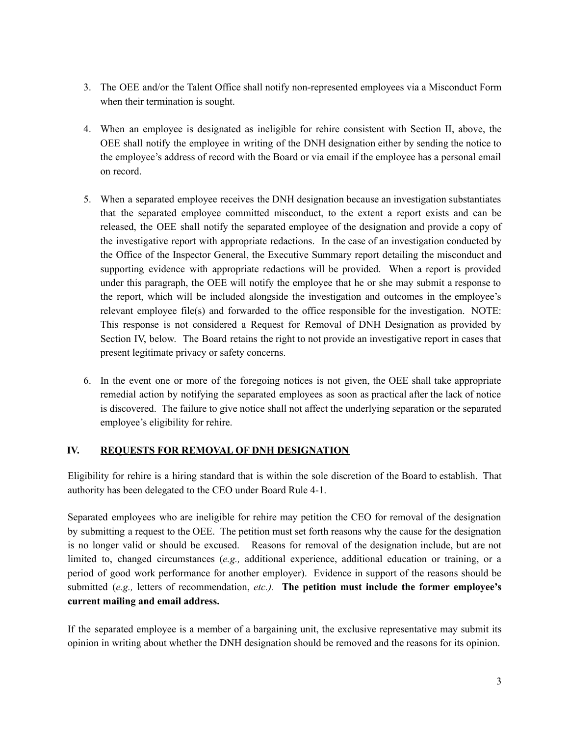3. The OEE and/or the Talent Office shall notify non-represented employees via a Misconduct Form when their termination is sought.

4. When an employee is designated as ineligible for rehire consistent with Section II, above, the OEE shall notify the employee in writing of the DNH designation either by sending the notice to the employee's address of record with the Board or via email if the employee has a personal email on record.

5. When a separated employee receives the DNH designation because an investigation substantiates that the separated employee committed misconduct, to the extent a report exists and can be released, the OEE shall notify the separated employee of the designation and provide a copy of the investigative report with appropriate redactions. In the case of an investigation conducted by the Office of the Inspector General, the Executive Summary report detailing the misconduct and supporting evidence with appropriate redactions will be provided. When a report is provided under this paragraph, the OEE will notify the employee that he or she may submit a response to the report, which will be included alongside the investigation and outcomes in the employee's relevant employee file(s) and forwarded to the office responsible for the investigation. NOTE: This response is not considered a Request for Removal of DNH Designation as provided by Section IV, below. The Board retains the right to not provide an investigative report in cases that present legitimate privacy or safety concerns.

6. In the event one or more of the foregoing notices is not given, the OEE shall take appropriate remedial action by notifying the separated employees as soon as practical after the lack of notice is discovered. The failure to give notice shall not affect the underlying separation or the separated employee's eligibility for rehire.

## IV. REQUESTS FOR REMOVAL OF DNH DESIGNATION

Eligibility for rehire is a hiring standard that is within the sole discretion of the Board to establish. That authority has been delegated to the CEO under Board Rule 4-1.

Separated employees who are ineligible for rehire may petition the CEO for removal of the designation by submitting a request to the OEE. The petition must set forth reasons why the cause for the designation is no longer valid or should be excused. Reasons for removal of the designation include, but are not limited to, changed circumstances (*e.g.,* additional experience, additional education or training, or a period of good work performance for another employer). Evidence in support of the reasons should be submitted (*e.g.,* letters of recommendation, *etc.).* **The petition must include the former employee's current mailing and email address.**

If the separated employee is a member of a bargaining unit, the exclusive representative may submit its opinion in writing about whether the DNH designation should be removed and the reasons for its opinion.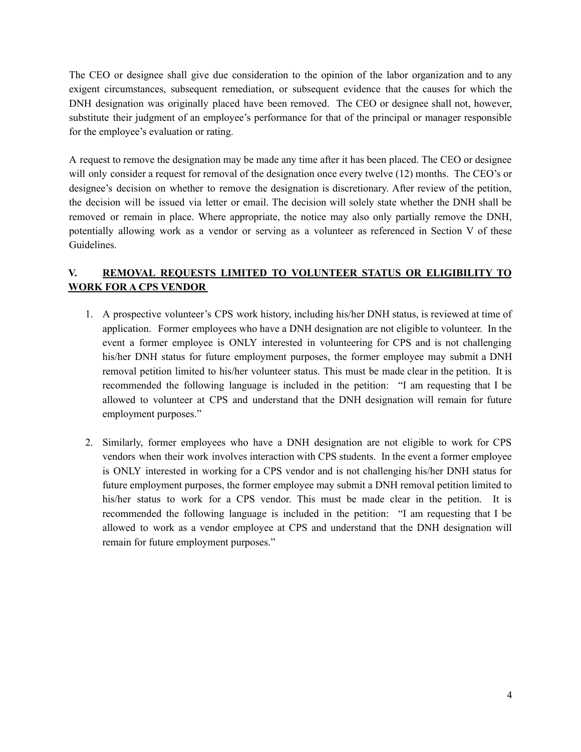The CEO or designee shall give due consideration to the opinion of the labor organization and to any exigent circumstances, subsequent remediation, or subsequent evidence that the causes for which the DNH designation was originally placed have been removed. The CEO or designee shall not, however, substitute their judgment of an employee's performance for that of the principal or manager responsible for the employee's evaluation or rating.

A request to remove the designation may be made any time after it has been placed. The CEO or designee will only consider a request for removal of the designation once every twelve (12) months. The CEO's or designee's decision on whether to remove the designation is discretionary. After review of the petition, the decision will be issued via letter or email. The decision will solely state whether the DNH shall be removed or remain in place. Where appropriate, the notice may also only partially remove the DNH, potentially allowing work as a vendor or serving as a volunteer as referenced in Section V of these Guidelines.

## V. REMOVAL REQUESTS LIMITED TO VOLUNTEER STATUS OR ELIGIBILITY TO WORK FOR A CPS VENDOR

1. A prospective volunteer's CPS work history, including his/her DNH status, is reviewed at time of application. Former employees who have a DNH designation are not eligible to volunteer. In the event a former employee is ONLY interested in volunteering for CPS and is not challenging his/her DNH status for future employment purposes, the former employee may submit a DNH removal petition limited to his/her volunteer status. This must be made clear in the petition. It is recommended the following language is included in the petition: "I am requesting that I be allowed to volunteer at CPS and understand that the DNH designation will remain for future employment purposes."

2. Similarly, former employees who have a DNH designation are not eligible to work for CPS vendors when their work involves interaction with CPS students. In the event a former employee is ONLY interested in working for a CPS vendor and is not challenging his/her DNH status for future employment purposes, the former employee may submit a DNH removal petition limited to his/her status to work for a CPS vendor. This must be made clear in the petition. It is recommended the following language is included in the petition: "I am requesting that I be allowed to work as a vendor employee at CPS and understand that the DNH designation will remain for future employment purposes."